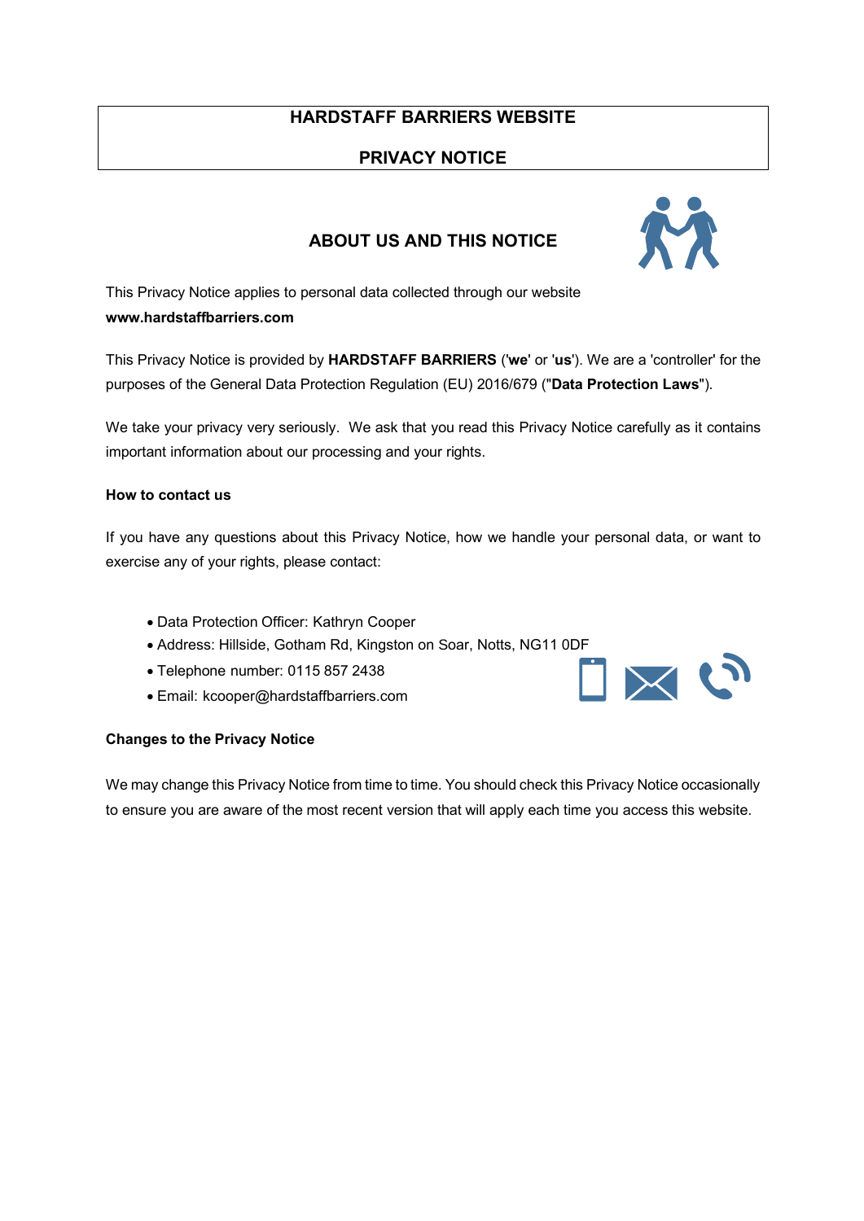# HARDSTAFF BARRIERS WEBSITE

# PRIVACY NOTICE

## ABOUT US AND THIS NOTICE

This Privacy Notice applies to personal data collected through our website **www.hardstaffbarriers.com**

This Privacy Notice is provided by **HARDSTAFF BARRIERS** ('**we**' or '**us**'). We are a 'controller' for the purposes of the General Data Protection Regulation (EU) 2016/679 ("**Data Protection Laws**").

We take your privacy very seriously. We ask that you read this Privacy Notice carefully as it contains important information about our processing and your rights.

### How to contact us

If you have any questions about this Privacy Notice, how we handle your personal data, or want to exercise any of your rights, please contact:

- Data Protection Officer: Kathryn Cooper
- Address: Hillside, Gotham Rd, Kingston on Soar, Notts, NG11 0DF
- Telephone number: 0115 857 2438
- Email: kcooper@hardstaffbarriers.com

### Changes to the Privacy Notice

We may change this Privacy Notice from time to time. You should check this Privacy Notice occasionally to ensure you are aware of the most recent version that will apply each time you access this website.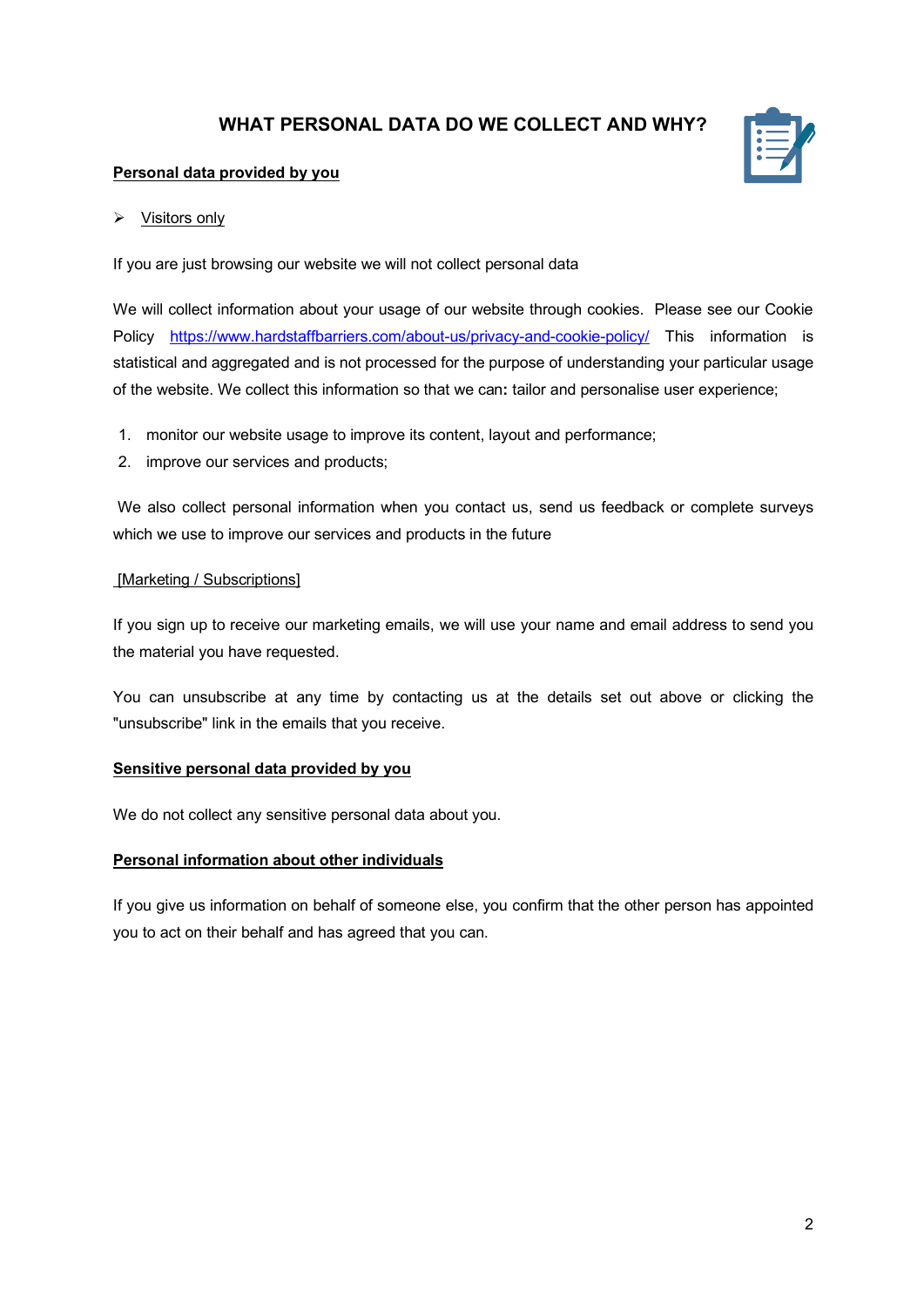## WHAT PERSONAL DATA DO WE COLLECT AND WHY?

**Personal data provided by you**

- Visitors only

If you are just browsing our website we will not collect personal data

We will collect information about your usage of our website through cookies. Please see our Cookie Policy https://www.hardstaffbarriers.com/about-us/privacy-and-cookie-policy/ This information is statistical and aggregated and is not processed for the purpose of understanding your particular usage of the website. We collect this information so that we can**:** tailor and personalise user experience;

1. monitor our website usage to improve its content, layout and performance;
2. improve our services and products;

We also collect personal information when you contact us, send us feedback or complete surveys which we use to improve our services and products in the future

[Marketing / Subscriptions]

If you sign up to receive our marketing emails, we will use your name and email address to send you the material you have requested.

You can unsubscribe at any time by contacting us at the details set out above or clicking the "unsubscribe" link in the emails that you receive.

**Sensitive personal data provided by you**

We do not collect any sensitive personal data about you.

**Personal information about other individuals**

If you give us information on behalf of someone else, you confirm that the other person has appointed you to act on their behalf and has agreed that you can.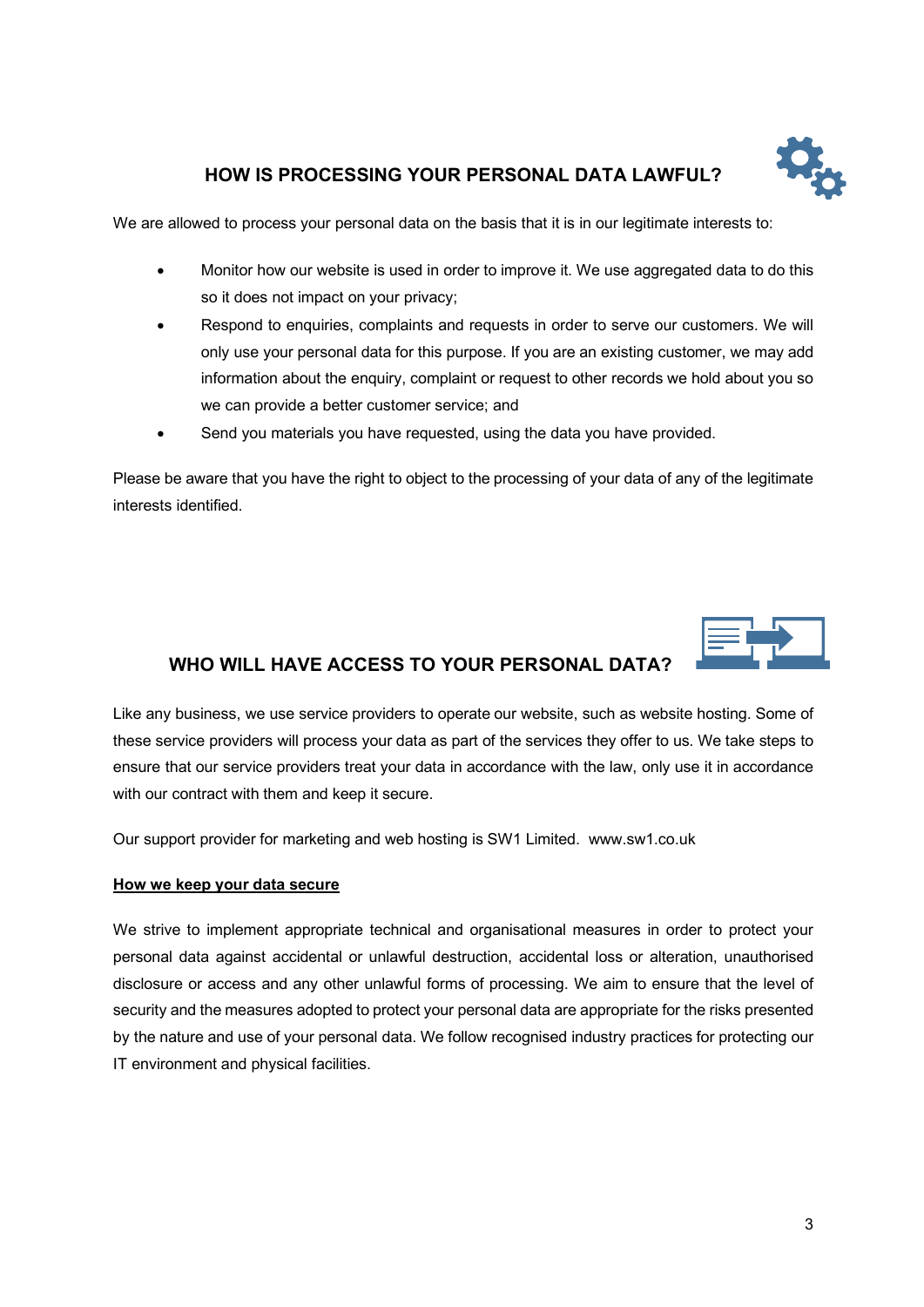## HOW IS PROCESSING YOUR PERSONAL DATA LAWFUL?

We are allowed to process your personal data on the basis that it is in our legitimate interests to:

- Monitor how our website is used in order to improve it. We use aggregated data to do this so it does not impact on your privacy;
- Respond to enquiries, complaints and requests in order to serve our customers. We will only use your personal data for this purpose. If you are an existing customer, we may add information about the enquiry, complaint or request to other records we hold about you so we can provide a better customer service; and
- Send you materials you have requested, using the data you have provided.

Please be aware that you have the right to object to the processing of your data of any of the legitimate interests identified.

## WHO WILL HAVE ACCESS TO YOUR PERSONAL DATA?

Like any business, we use service providers to operate our website, such as website hosting. Some of these service providers will process your data as part of the services they offer to us. We take steps to ensure that our service providers treat your data in accordance with the law, only use it in accordance with our contract with them and keep it secure.

Our support provider for marketing and web hosting is SW1 Limited. www.sw1.co.uk

**How we keep your data secure**

We strive to implement appropriate technical and organisational measures in order to protect your personal data against accidental or unlawful destruction, accidental loss or alteration, unauthorised disclosure or access and any other unlawful forms of processing. We aim to ensure that the level of security and the measures adopted to protect your personal data are appropriate for the risks presented by the nature and use of your personal data. We follow recognised industry practices for protecting our IT environment and physical facilities.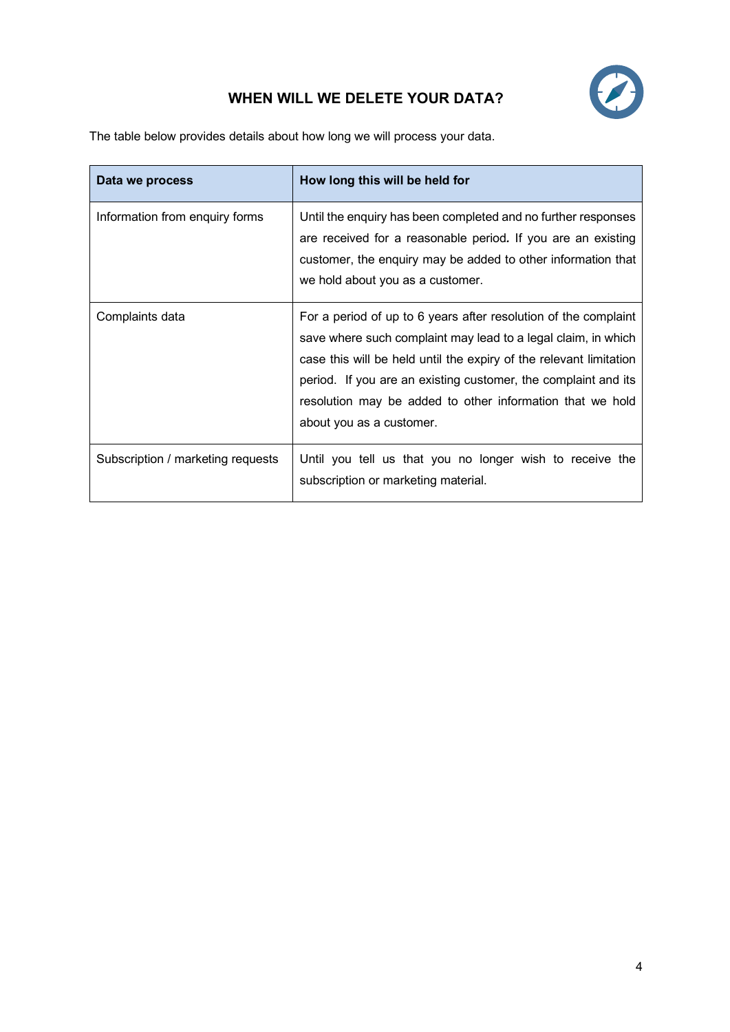## WHEN WILL WE DELETE YOUR DATA?

The table below provides details about how long we will process your data.

| Data we process | How long this will be held for |
| --- | --- |
| Information from enquiry forms | Until the enquiry has been completed and no further responses are received for a reasonable period. If you are an existing customer, the enquiry may be added to other information that we hold about you as a customer. |
| Complaints data | For a period of up to 6 years after resolution of the complaint save where such complaint may lead to a legal claim, in which case this will be held until the expiry of the relevant limitation period. If you are an existing customer, the complaint and its resolution may be added to other information that we hold about you as a customer. |
| Subscription / marketing requests | Until you tell us that you no longer wish to receive the subscription or marketing material. |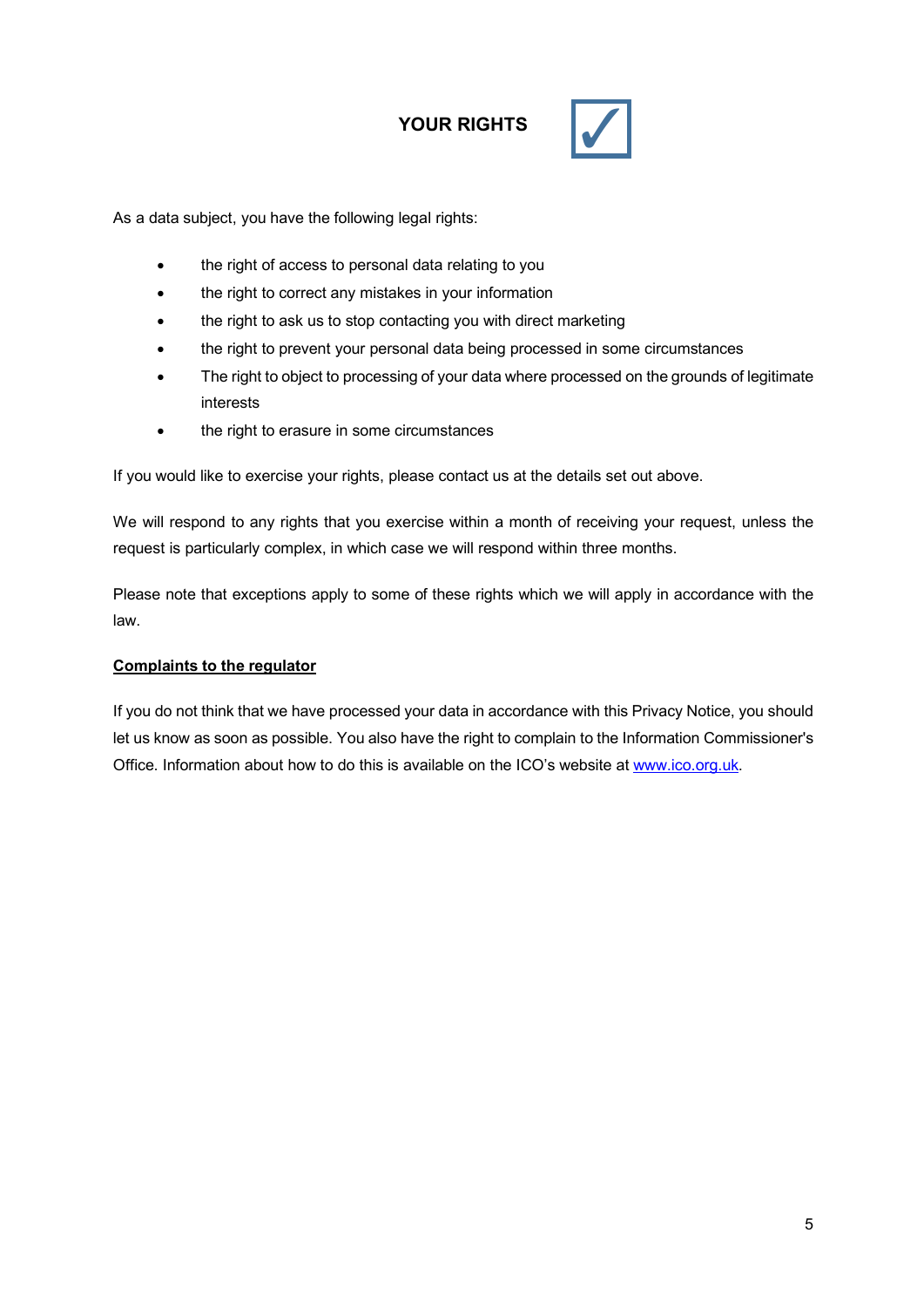# YOUR RIGHTS

As a data subject, you have the following legal rights:

- the right of access to personal data relating to you
- the right to correct any mistakes in your information
- the right to ask us to stop contacting you with direct marketing
- the right to prevent your personal data being processed in some circumstances
- The right to object to processing of your data where processed on the grounds of legitimate interests
- the right to erasure in some circumstances

If you would like to exercise your rights, please contact us at the details set out above.

We will respond to any rights that you exercise within a month of receiving your request, unless the request is particularly complex, in which case we will respond within three months.

Please note that exceptions apply to some of these rights which we will apply in accordance with the law.

**Complaints to the regulator**

If you do not think that we have processed your data in accordance with this Privacy Notice, you should let us know as soon as possible. You also have the right to complain to the Information Commissioner's Office. Information about how to do this is available on the ICO's website at [www.ico.org.uk](http://www.ico.org.uk).